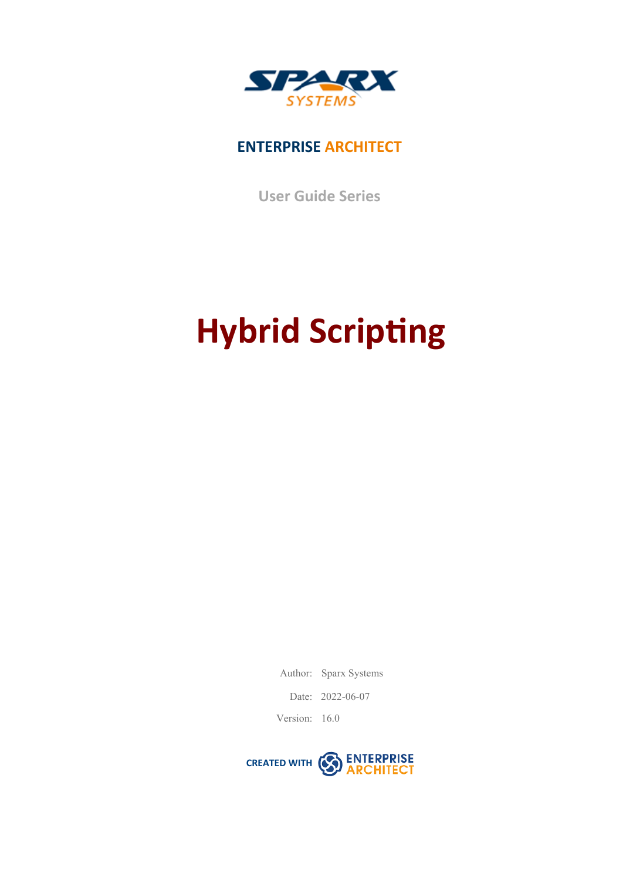SPARX SYSTEMS

**ENTERPRISE ARCHITECT**

User Guide Series

# Hybrid Scripting

Author: Sparx Systems

Date: 2022-06-07

Version: 16.0

CREATED WITH ENTERPRISE ARCHITECT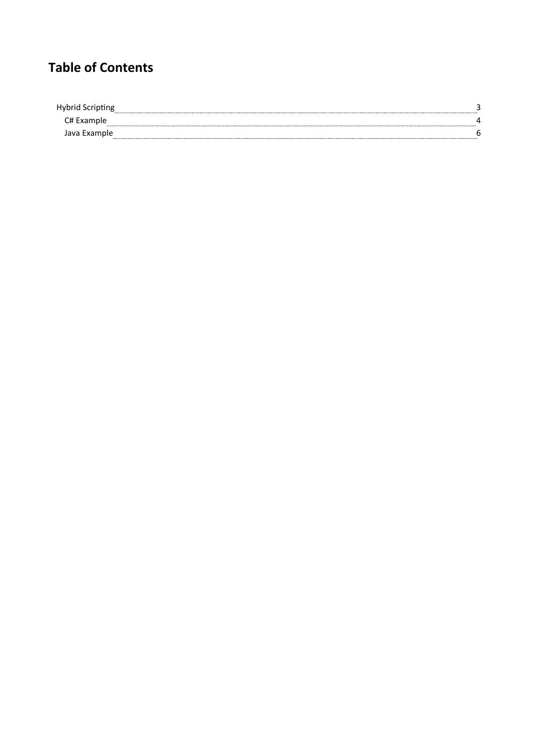# Table of Contents

- Hybrid Scripting ..... 3
  - C# Example ..... 4
  - Java Example ..... 6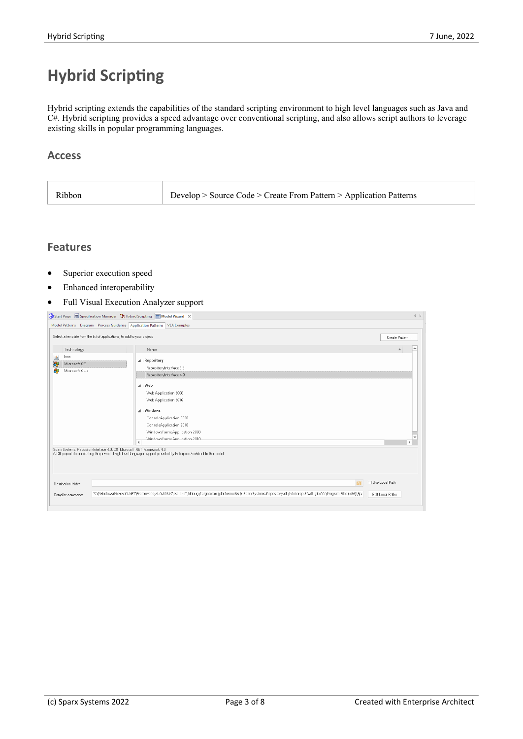# Hybrid Scripting

Hybrid scripting extends the capabilities of the standard scripting environment to high level languages such as Java and C#. Hybrid scripting provides a speed advantage over conventional scripting, and also allows script authors to leverage existing skills in popular programming languages.

## Access

| Ribbon | Develop > Source Code > Create From Pattern > Application Patterns |
|---|---|

## Features

- Superior execution speed
- Enhanced interoperability
- Full Visual Execution Analyzer support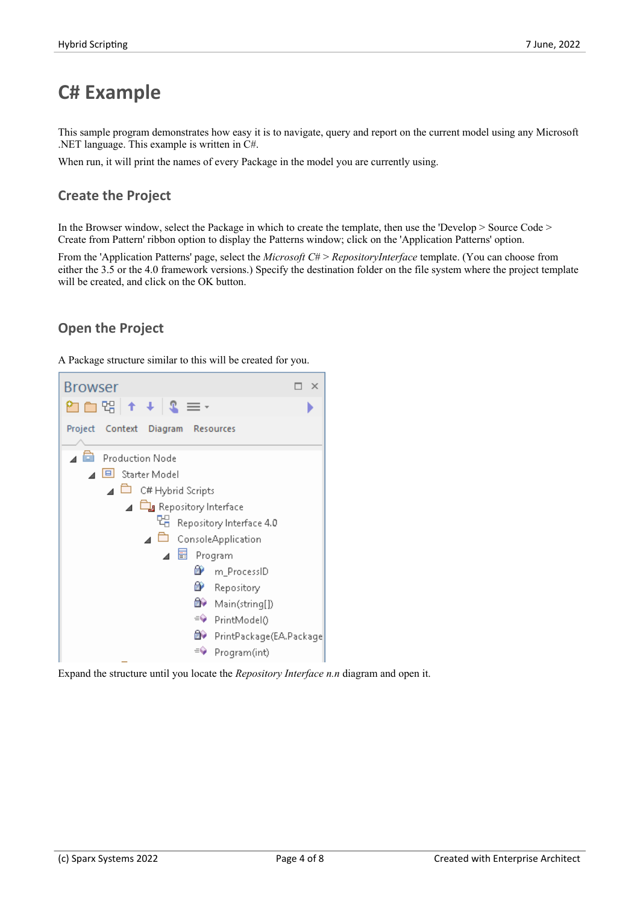# C# Example

This sample program demonstrates how easy it is to navigate, query and report on the current model using any Microsoft .NET language. This example is written in C#.

When run, it will print the names of every Package in the model you are currently using.

## Create the Project

In the Browser window, select the Package in which to create the template, then use the 'Develop > Source Code > Create from Pattern' ribbon option to display the Patterns window; click on the 'Application Patterns' option.

From the 'Application Patterns' page, select the *Microsoft C# > RepositoryInterface* template. (You can choose from either the 3.5 or the 4.0 framework versions.) Specify the destination folder on the file system where the project template will be created, and click on the OK button.

## Open the Project

A Package structure similar to this will be created for you.

Expand the structure until you locate the *Repository Interface n.n* diagram and open it.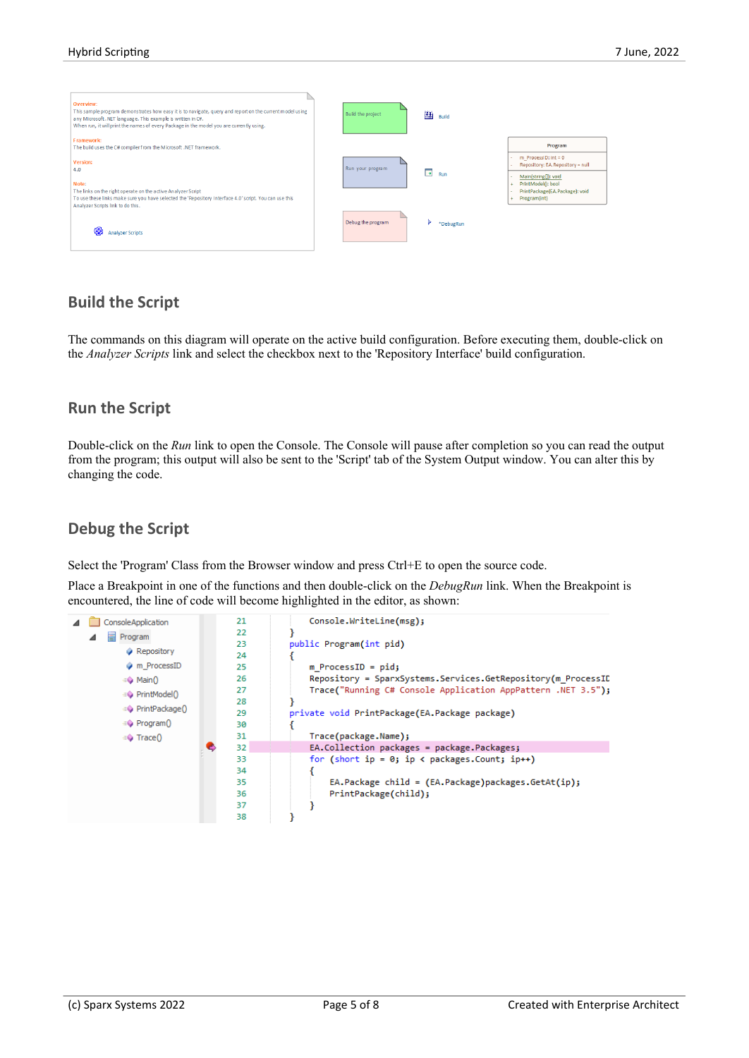Overview:
This sample program demonstrates how easy it is to navigate, query and report on the current model using any Microsoft .NET language. This example is written in C#.
When run, it will print the names of every Package in the model you are currently using.

Framework:
The build uses the C# compiler from the Microsoft .NET framework.

Version:
4.0

Note:
The links on the right operate on the active Analyzer Script
To use these links make sure you have selected the 'Repository Interface 4.0' script. You can use this Analyzer Scripts link to do this.

Analyzer Scripts

Build the project — Build

Run your program — Run

Debug the program — *DebugRun

Program
- m_ProcessID: int = 0
- Repository: EA.Repository = null
- Main(string[]): void
+ PrintModel(): bool
+ PrintPackage(EA.Package): void
+ Program(int)

## Build the Script

The commands on this diagram will operate on the active build configuration. Before executing them, double-click on the *Analyzer Scripts* link and select the checkbox next to the 'Repository Interface' build configuration.

## Run the Script

Double-click on the *Run* link to open the Console. The Console will pause after completion so you can read the output from the program; this output will also be sent to the 'Script' tab of the System Output window. You can alter this by changing the code.

## Debug the Script

Select the 'Program' Class from the Browser window and press Ctrl+E to open the source code.

Place a Breakpoint in one of the functions and then double-click on the *DebugRun* link. When the Breakpoint is encountered, the line of code will become highlighted in the editor, as shown:

```
ConsoleApplication
  Program
    Repository
    m_ProcessID
    Main()
    PrintModel()
    PrintPackage()
    Program()
    Trace()
```

```
21            Console.WriteLine(msg);
22        }
23        public Program(int pid)
24        {
25            m_ProcessID = pid;
26            Repository = SparxSystems.Services.GetRepository(m_ProcessID
27            Trace("Running C# Console Application AppPattern .NET 3.5");
28        }
29        private void PrintPackage(EA.Package package)
30        {
31            Trace(package.Name);
32            EA.Collection packages = package.Packages;
33            for (short ip = 0; ip < packages.Count; ip++)
34            {
35                EA.Package child = (EA.Package)packages.GetAt(ip);
36                PrintPackage(child);
37            }
38        }
```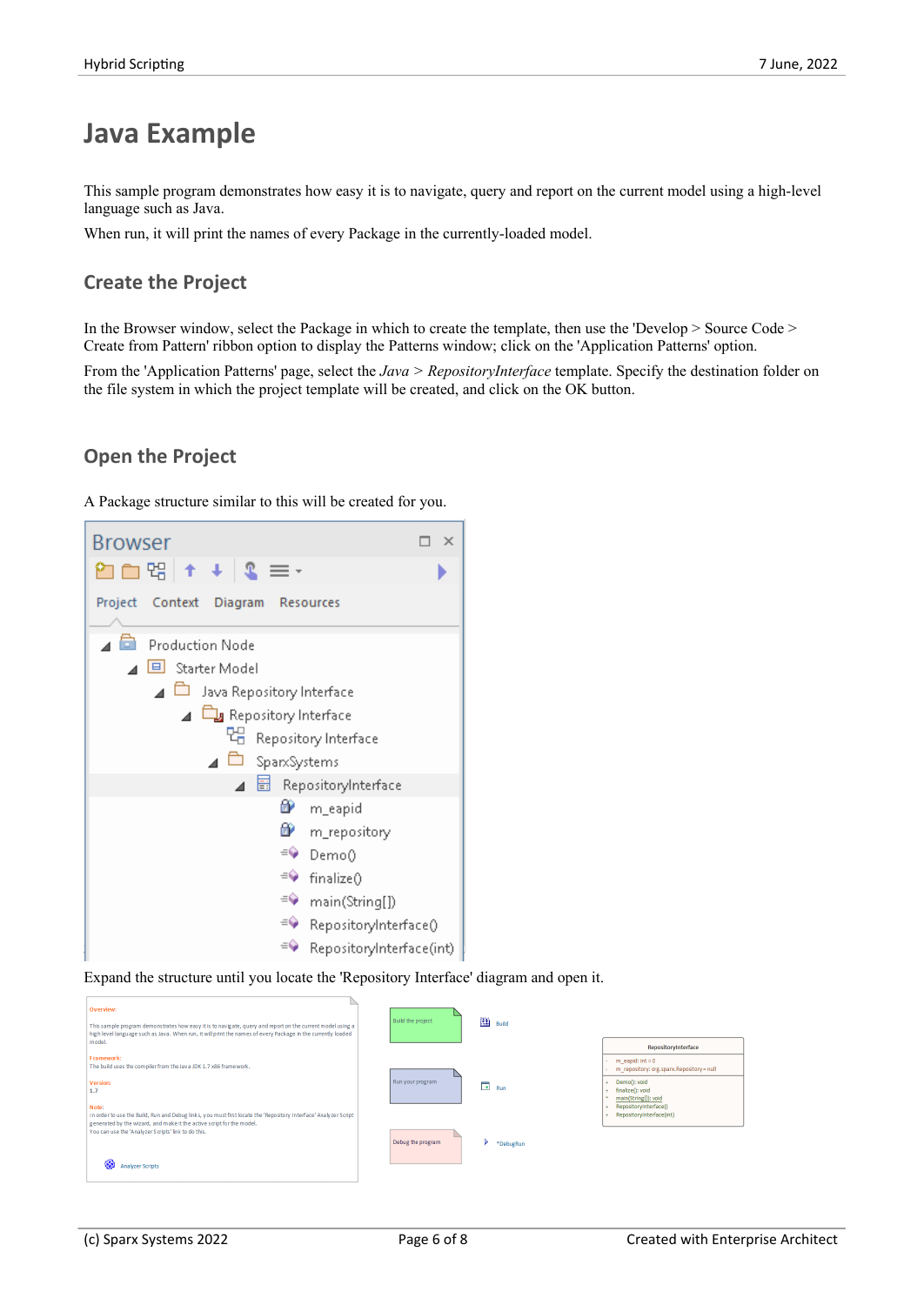# Java Example

This sample program demonstrates how easy it is to navigate, query and report on the current model using a high-level language such as Java.

When run, it will print the names of every Package in the currently-loaded model.

## Create the Project

In the Browser window, select the Package in which to create the template, then use the 'Develop > Source Code > Create from Pattern' ribbon option to display the Patterns window; click on the 'Application Patterns' option.

From the 'Application Patterns' page, select the *Java > RepositoryInterface* template. Specify the destination folder on the file system in which the project template will be created, and click on the OK button.

## Open the Project

A Package structure similar to this will be created for you.

Expand the structure until you locate the 'Repository Interface' diagram and open it.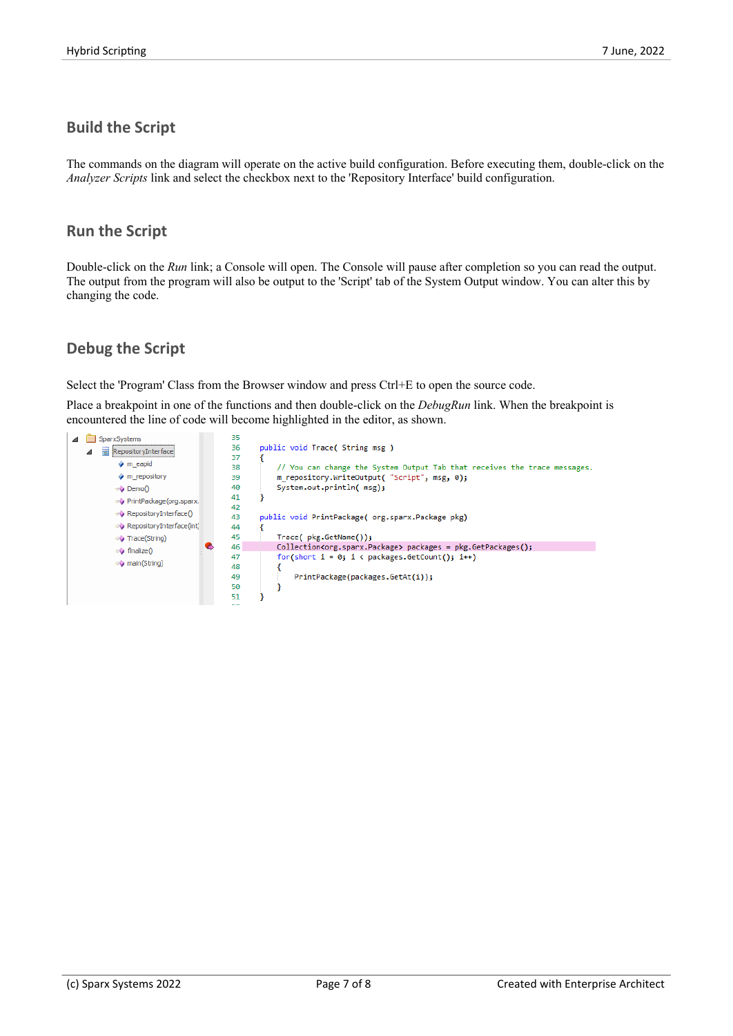## Build the Script

The commands on the diagram will operate on the active build configuration. Before executing them, double-click on the *Analyzer Scripts* link and select the checkbox next to the 'Repository Interface' build configuration.

## Run the Script

Double-click on the *Run* link; a Console will open. The Console will pause after completion so you can read the output. The output from the program will also be output to the 'Script' tab of the System Output window. You can alter this by changing the code.

## Debug the Script

Select the 'Program' Class from the Browser window and press Ctrl+E to open the source code.

Place a breakpoint in one of the functions and then double-click on the *DebugRun* link. When the breakpoint is encountered the line of code will become highlighted in the editor, as shown.

```
35
36  public void Trace( String msg )
37  {
38      // You can change the System Output Tab that receives the trace messages.
39      m_repository.WriteOutput( "Script", msg, 0);
40      System.out.println( msg);
41  }
42
43  public void PrintPackage( org.sparx.Package pkg)
44  {
45      Trace( pkg.GetName());
46      Collection<org.sparx.Package> packages = pkg.GetPackages();
47      for(short i = 0; i < packages.GetCount(); i++)
48      {
49          PrintPackage(packages.GetAt(i));
50      }
51  }
```